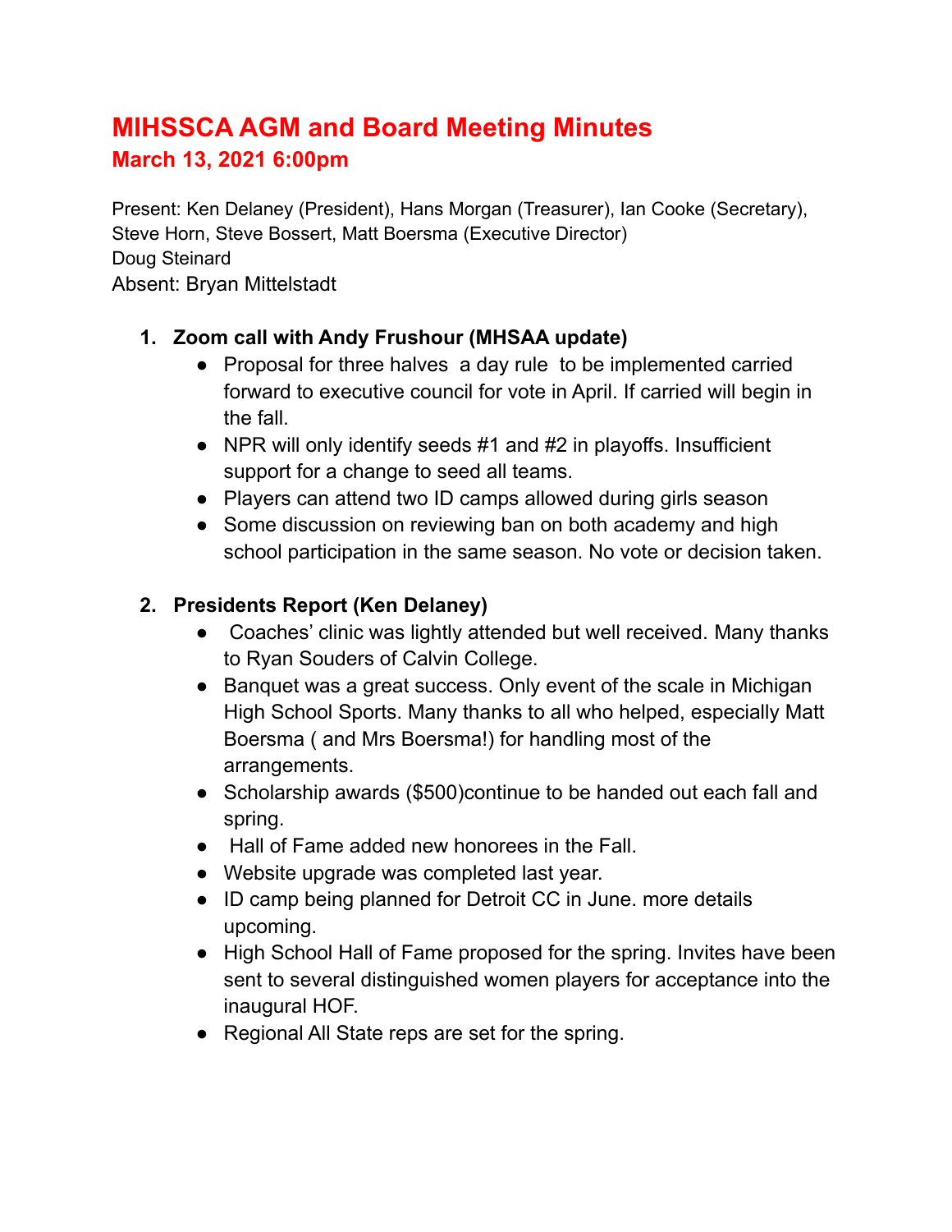# MIHSSCA AGM and Board Meeting Minutes

## March 13, 2021 6:00pm

Present: Ken Delaney (President), Hans Morgan (Treasurer), Ian Cooke (Secretary), Steve Horn, Steve Bossert, Matt Boersma (Executive Director)
Doug Steinard
Absent: Bryan Mittelstadt

1. **Zoom call with Andy Frushour (MHSAA update)**
   - Proposal for three halves a day rule to be implemented carried forward to executive council for vote in April. If carried will begin in the fall.
   - NPR will only identify seeds #1 and #2 in playoffs. Insufficient support for a change to seed all teams.
   - Players can attend two ID camps allowed during girls season
   - Some discussion on reviewing ban on both academy and high school participation in the same season. No vote or decision taken.

2. **Presidents Report (Ken Delaney)**
   - Coaches' clinic was lightly attended but well received. Many thanks to Ryan Souders of Calvin College.
   - Banquet was a great success. Only event of the scale in Michigan High School Sports. Many thanks to all who helped, especially Matt Boersma ( and Mrs Boersma!) for handling most of the arrangements.
   - Scholarship awards ($500)continue to be handed out each fall and spring.
   - Hall of Fame added new honorees in the Fall.
   - Website upgrade was completed last year.
   - ID camp being planned for Detroit CC in June. more details upcoming.
   - High School Hall of Fame proposed for the spring. Invites have been sent to several distinguished women players for acceptance into the inaugural HOF.
   - Regional All State reps are set for the spring.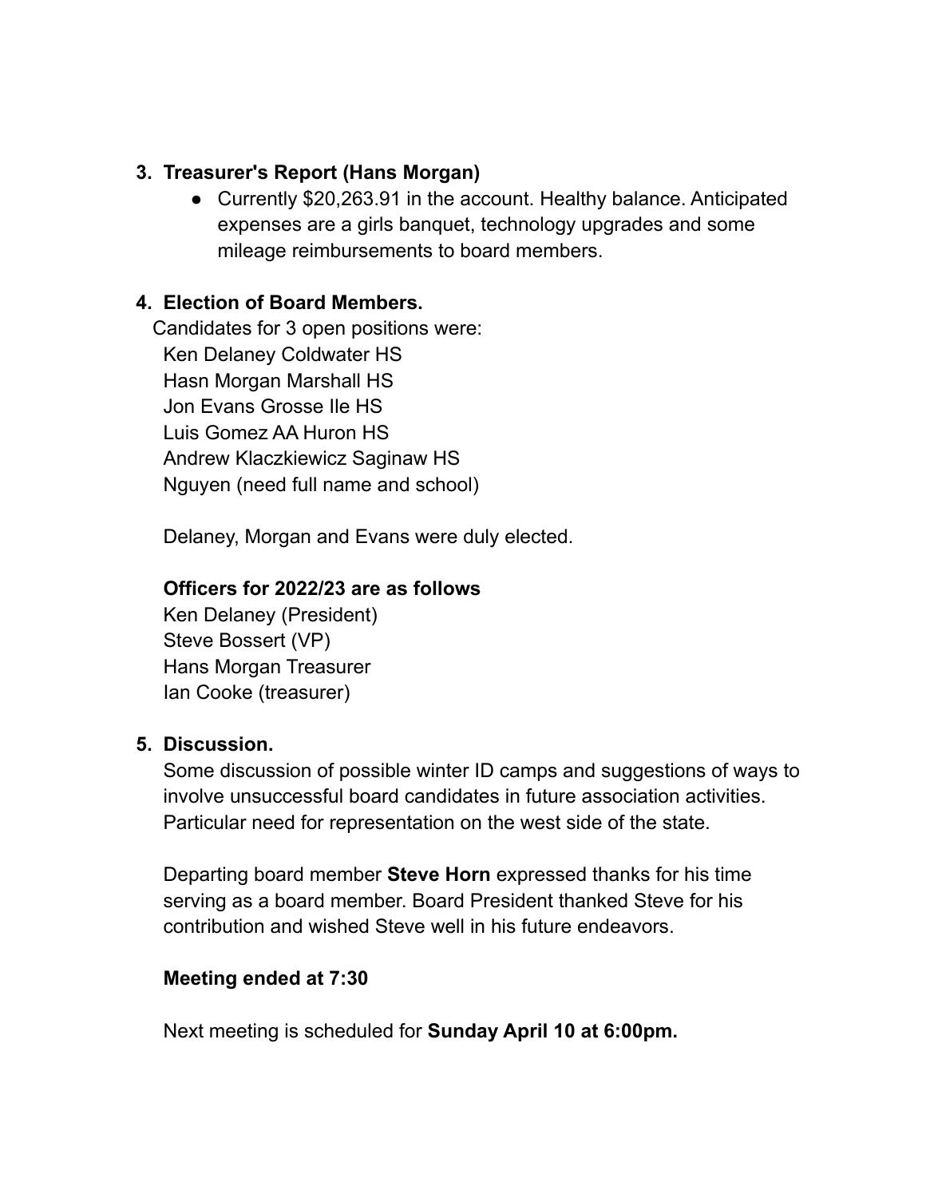3. **Treasurer's Report (Hans Morgan)**
    - Currently $20,263.91 in the account. Healthy balance. Anticipated expenses are a girls banquet, technology upgrades and some mileage reimbursements to board members.

4. **Election of Board Members.**

   Candidates for 3 open positions were:
   Ken Delaney Coldwater HS
   Hasn Morgan Marshall HS
   Jon Evans Grosse Ile HS
   Luis Gomez AA Huron HS
   Andrew Klaczkiewicz Saginaw HS
   Nguyen (need full name and school)

   Delaney, Morgan and Evans were duly elected.

   **Officers for 2022/23 are as follows**
   Ken Delaney (President)
   Steve Bossert (VP)
   Hans Morgan Treasurer
   Ian Cooke (treasurer)

5. **Discussion.**

   Some discussion of possible winter ID camps and suggestions of ways to involve unsuccessful board candidates in future association activities. Particular need for representation on the west side of the state.

   Departing board member **Steve Horn** expressed thanks for his time serving as a board member. Board President thanked Steve for his contribution and wished Steve well in his future endeavors.

   **Meeting ended at 7:30**

   Next meeting is scheduled for **Sunday April 10 at 6:00pm.**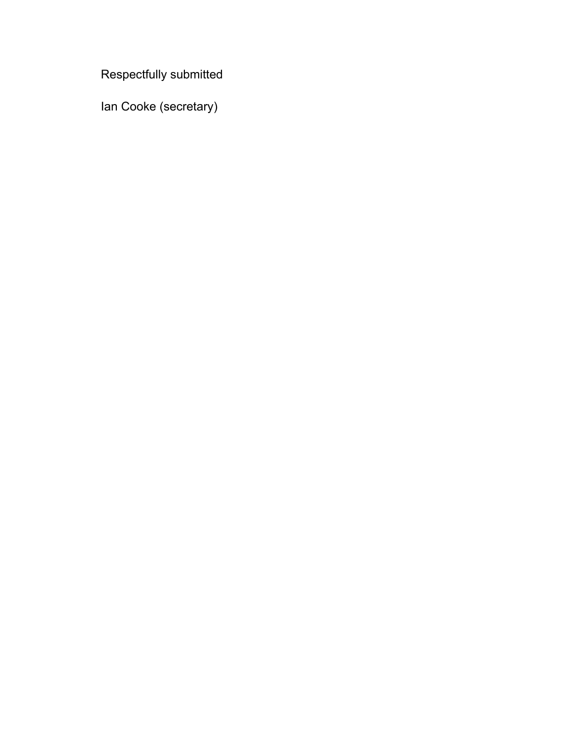Respectfully submitted

Ian Cooke (secretary)